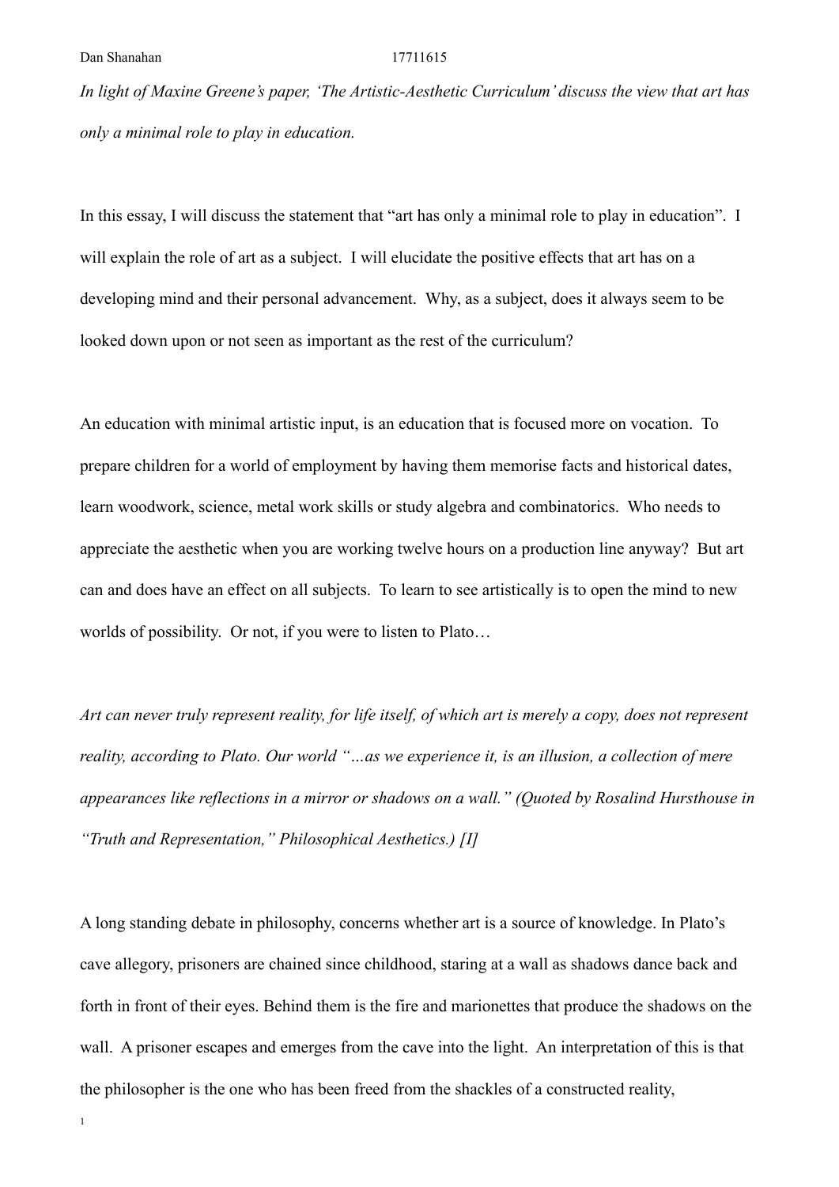*In light of Maxine Greene's paper, 'The Artistic-Aesthetic Curriculum' discuss the view that art has only a minimal role to play in education.*

In this essay, I will discuss the statement that "art has only a minimal role to play in education". I will explain the role of art as a subject. I will elucidate the positive effects that art has on a developing mind and their personal advancement. Why, as a subject, does it always seem to be looked down upon or not seen as important as the rest of the curriculum?

An education with minimal artistic input, is an education that is focused more on vocation. To prepare children for a world of employment by having them memorise facts and historical dates, learn woodwork, science, metal work skills or study algebra and combinatorics. Who needs to appreciate the aesthetic when you are working twelve hours on a production line anyway? But art can and does have an effect on all subjects. To learn to see artistically is to open the mind to new worlds of possibility. Or not, if you were to listen to Plato…

*Art can never truly represent reality, for life itself, of which art is merely a copy, does not represent reality, according to Plato. Our world "…as we experience it, is an illusion, a collection of mere appearances like reflections in a mirror or shadows on a wall." (Quoted by Rosalind Hursthouse in "Truth and Representation," Philosophical Aesthetics.) [I]*

A long standing debate in philosophy, concerns whether art is a source of knowledge. In Plato's cave allegory, prisoners are chained since childhood, staring at a wall as shadows dance back and forth in front of their eyes. Behind them is the fire and marionettes that produce the shadows on the wall. A prisoner escapes and emerges from the cave into the light. An interpretation of this is that the philosopher is the one who has been freed from the shackles of a constructed reality,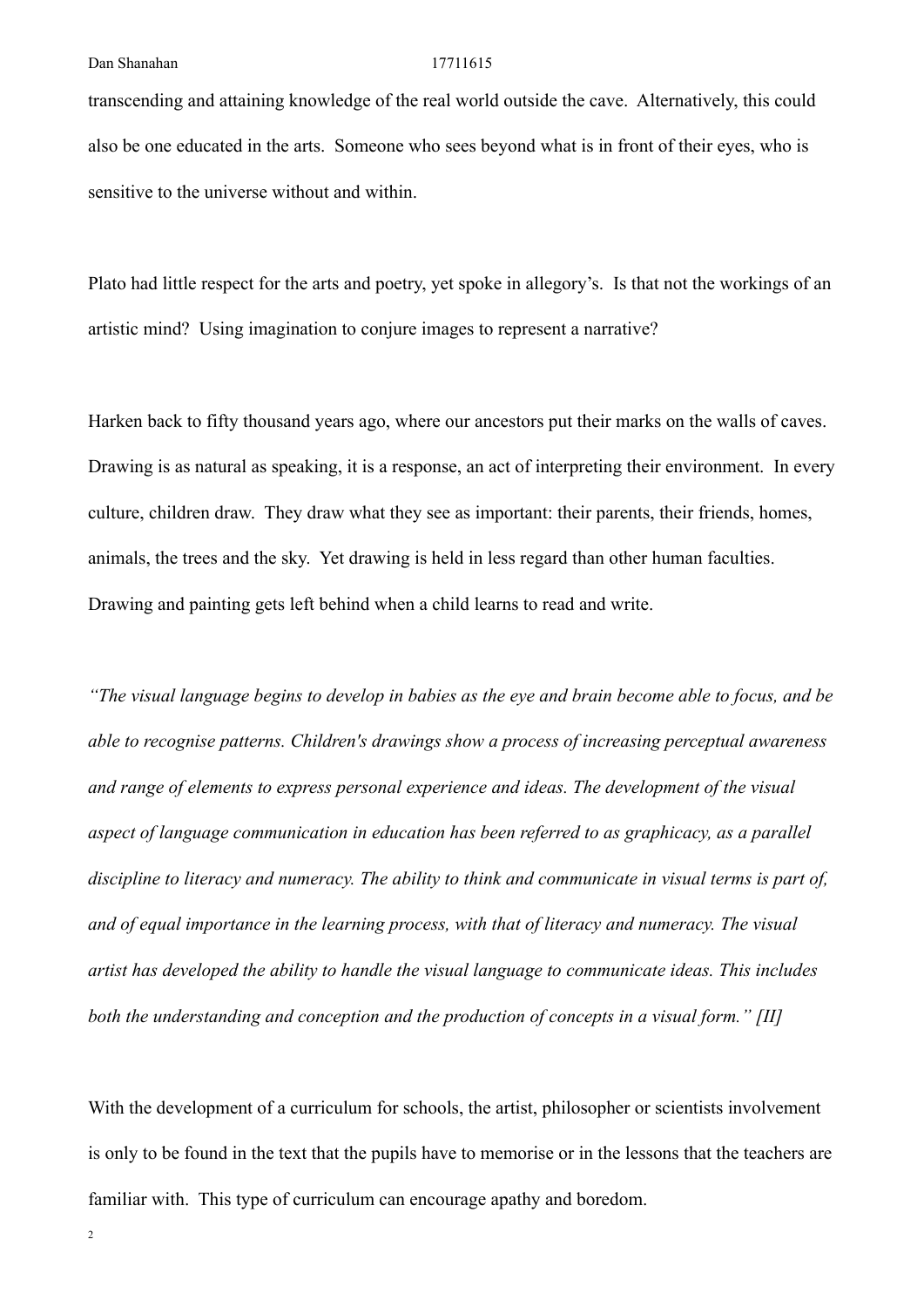transcending and attaining knowledge of the real world outside the cave. Alternatively, this could also be one educated in the arts. Someone who sees beyond what is in front of their eyes, who is sensitive to the universe without and within.

Plato had little respect for the arts and poetry, yet spoke in allegory's. Is that not the workings of an artistic mind? Using imagination to conjure images to represent a narrative?

Harken back to fifty thousand years ago, where our ancestors put their marks on the walls of caves. Drawing is as natural as speaking, it is a response, an act of interpreting their environment. In every culture, children draw. They draw what they see as important: their parents, their friends, homes, animals, the trees and the sky. Yet drawing is held in less regard than other human faculties. Drawing and painting gets left behind when a child learns to read and write.

*"The visual language begins to develop in babies as the eye and brain become able to focus, and be able to recognise patterns. Children's drawings show a process of increasing perceptual awareness and range of elements to express personal experience and ideas. The development of the visual aspect of language communication in education has been referred to as graphicacy, as a parallel discipline to literacy and numeracy. The ability to think and communicate in visual terms is part of, and of equal importance in the learning process, with that of literacy and numeracy. The visual artist has developed the ability to handle the visual language to communicate ideas. This includes both the understanding and conception and the production of concepts in a visual form." [II]*

With the development of a curriculum for schools, the artist, philosopher or scientists involvement is only to be found in the text that the pupils have to memorise or in the lessons that the teachers are familiar with. This type of curriculum can encourage apathy and boredom.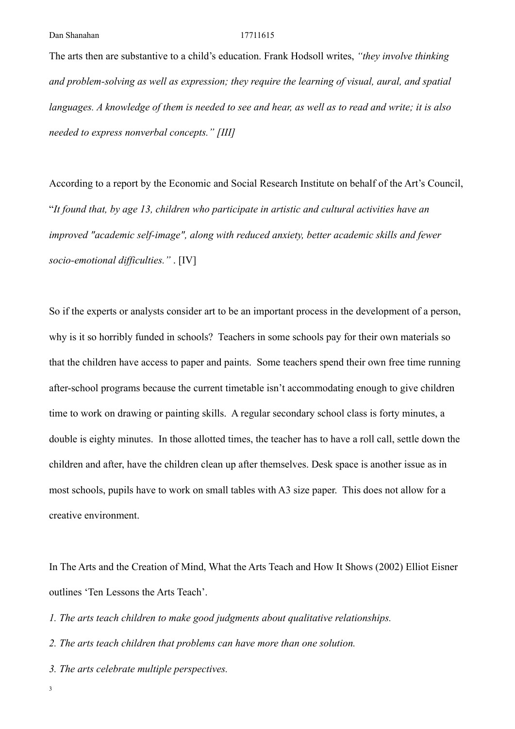The arts then are substantive to a child's education. Frank Hodsoll writes, *"they involve thinking and problem-solving as well as expression; they require the learning of visual, aural, and spatial languages. A knowledge of them is needed to see and hear, as well as to read and write; it is also needed to express nonverbal concepts." [III]*

According to a report by the Economic and Social Research Institute on behalf of the Art's Council, "*It found that, by age 13, children who participate in artistic and cultural activities have an improved "academic self-image", along with reduced anxiety, better academic skills and fewer socio-emotional difficulties."* . [IV]

So if the experts or analysts consider art to be an important process in the development of a person, why is it so horribly funded in schools? Teachers in some schools pay for their own materials so that the children have access to paper and paints. Some teachers spend their own free time running after-school programs because the current timetable isn't accommodating enough to give children time to work on drawing or painting skills. A regular secondary school class is forty minutes, a double is eighty minutes. In those allotted times, the teacher has to have a roll call, settle down the children and after, have the children clean up after themselves. Desk space is another issue as in most schools, pupils have to work on small tables with A3 size paper. This does not allow for a creative environment.

In The Arts and the Creation of Mind, What the Arts Teach and How It Shows (2002) Elliot Eisner outlines 'Ten Lessons the Arts Teach'.

*1. The arts teach children to make good judgments about qualitative relationships.*

*2. The arts teach children that problems can have more than one solution.*

*3. The arts celebrate multiple perspectives.*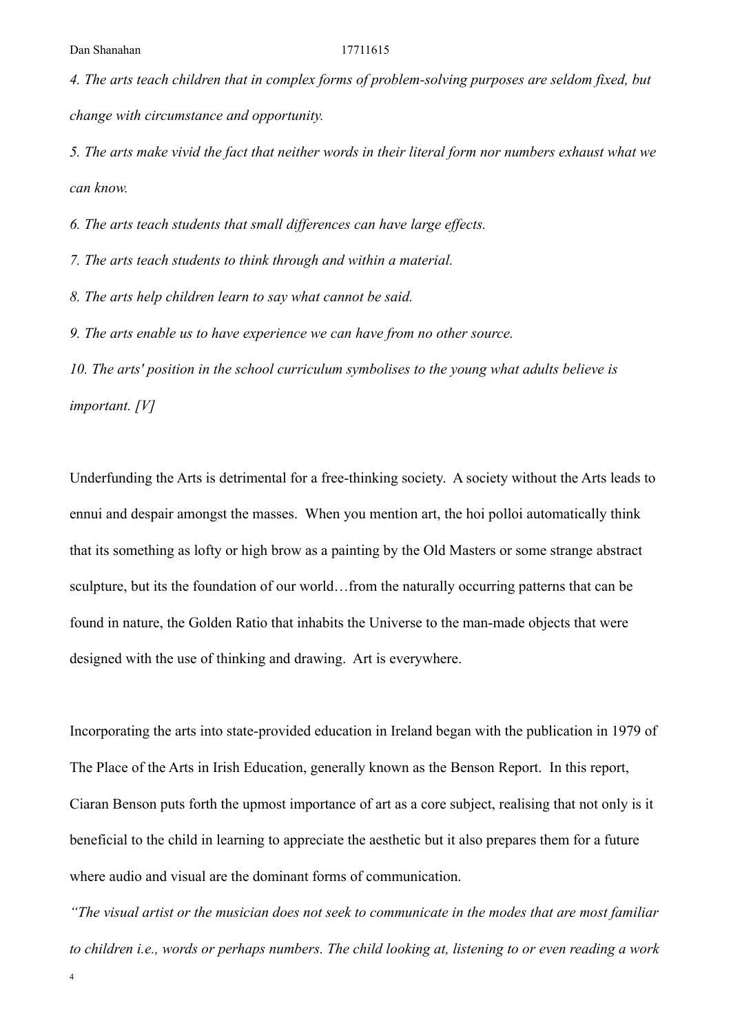*4. The arts teach children that in complex forms of problem-solving purposes are seldom fixed, but change with circumstance and opportunity.*

*5. The arts make vivid the fact that neither words in their literal form nor numbers exhaust what we can know.*

*6. The arts teach students that small differences can have large effects.*

*7. The arts teach students to think through and within a material.*

*8. The arts help children learn to say what cannot be said.*

*9. The arts enable us to have experience we can have from no other source.*

*10. The arts' position in the school curriculum symbolises to the young what adults believe is important. [V]*

Underfunding the Arts is detrimental for a free-thinking society. A society without the Arts leads to ennui and despair amongst the masses. When you mention art, the hoi polloi automatically think that its something as lofty or high brow as a painting by the Old Masters or some strange abstract sculpture, but its the foundation of our world…from the naturally occurring patterns that can be found in nature, the Golden Ratio that inhabits the Universe to the man-made objects that were designed with the use of thinking and drawing. Art is everywhere.

Incorporating the arts into state-provided education in Ireland began with the publication in 1979 of The Place of the Arts in Irish Education, generally known as the Benson Report. In this report, Ciaran Benson puts forth the upmost importance of art as a core subject, realising that not only is it beneficial to the child in learning to appreciate the aesthetic but it also prepares them for a future where audio and visual are the dominant forms of communication.

*"The visual artist or the musician does not seek to communicate in the modes that are most familiar to children i.e., words or perhaps numbers. The child looking at, listening to or even reading a work*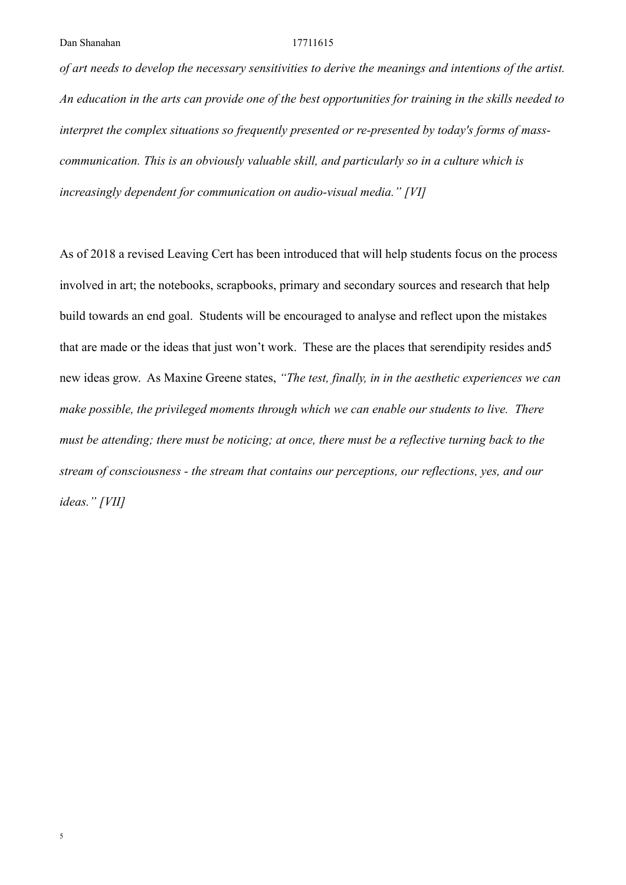*of art needs to develop the necessary sensitivities to derive the meanings and intentions of the artist. An education in the arts can provide one of the best opportunities for training in the skills needed to interpret the complex situations so frequently presented or re-presented by today's forms of mass-communication. This is an obviously valuable skill, and particularly so in a culture which is increasingly dependent for communication on audio-visual media." [VI]*

As of 2018 a revised Leaving Cert has been introduced that will help students focus on the process involved in art; the notebooks, scrapbooks, primary and secondary sources and research that help build towards an end goal. Students will be encouraged to analyse and reflect upon the mistakes that are made or the ideas that just won't work. These are the places that serendipity resides and5 new ideas grow. As Maxine Greene states, *"The test, finally, in in the aesthetic experiences we can make possible, the privileged moments through which we can enable our students to live. There must be attending; there must be noticing; at once, there must be a reflective turning back to the stream of consciousness - the stream that contains our perceptions, our reflections, yes, and our ideas." [VII]*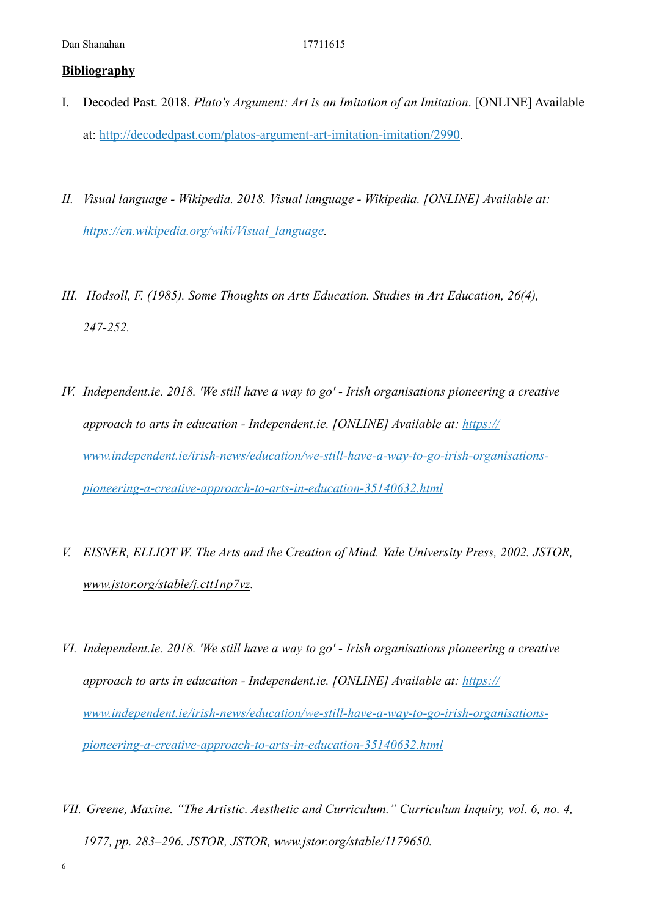**Bibliography**

I. Decoded Past. 2018. *Plato's Argument: Art is an Imitation of an Imitation*. [ONLINE] Available at: http://decodedpast.com/platos-argument-art-imitation-imitation/2990.

II. *Visual language - Wikipedia. 2018. Visual language - Wikipedia. [ONLINE] Available at: https://en.wikipedia.org/wiki/Visual_language.*

III. *Hodsoll, F. (1985). Some Thoughts on Arts Education. Studies in Art Education, 26(4), 247-252.*

IV. *Independent.ie. 2018. 'We still have a way to go' - Irish organisations pioneering a creative approach to arts in education - Independent.ie. [ONLINE] Available at: https://www.independent.ie/irish-news/education/we-still-have-a-way-to-go-irish-organisations-pioneering-a-creative-approach-to-arts-in-education-35140632.html*

V. *EISNER, ELLIOT W. The Arts and the Creation of Mind. Yale University Press, 2002. JSTOR, www.jstor.org/stable/j.ctt1np7vz.*

VI. *Independent.ie. 2018. 'We still have a way to go' - Irish organisations pioneering a creative approach to arts in education - Independent.ie. [ONLINE] Available at: https://www.independent.ie/irish-news/education/we-still-have-a-way-to-go-irish-organisations-pioneering-a-creative-approach-to-arts-in-education-35140632.html*

VII. *Greene, Maxine. "The Artistic. Aesthetic and Curriculum." Curriculum Inquiry, vol. 6, no. 4, 1977, pp. 283–296. JSTOR, JSTOR, www.jstor.org/stable/1179650.*